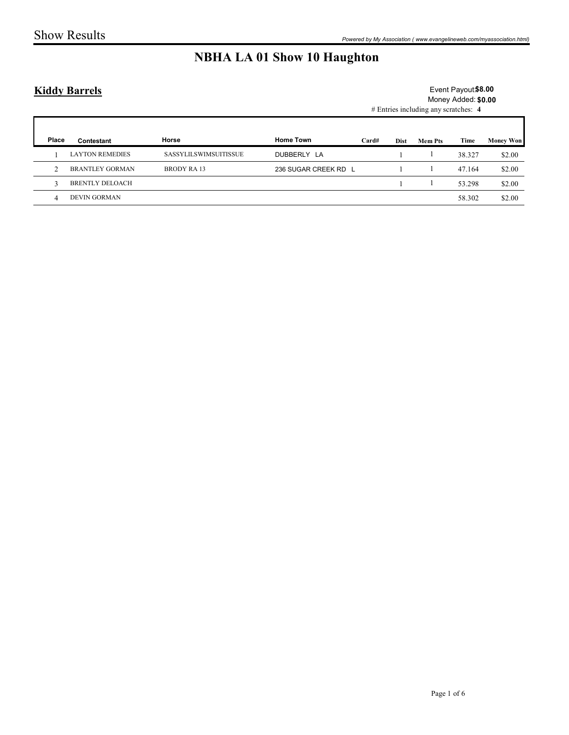# NBHA LA 01 Show 10 Haughton

## Kiddy Barrels

Event Payout: **$8.00**
Money Added: **$0.00**
# Entries including any scratches: **4**

| Place | Contestant | Horse | Home Town | Card# | Dist | Mem Pts | Time | Money Won |
|---|---|---|---|---|---|---|---|---|
| 1 | LAYTON REMEDIES | SASSYLILSWIMSUITISSUE | DUBBERLY LA | | 1 | 1 | 38.327 | $2.00 |
| 2 | BRANTLEY GORMAN | BRODY RA 13 | 236 SUGAR CREEK RD L | | 1 | 1 | 47.164 | $2.00 |
| 3 | BRENTLY DELOACH | | | | 1 | 1 | 53.298 | $2.00 |
| 4 | DEVIN GORMAN | | | | | | 58.302 | $2.00 |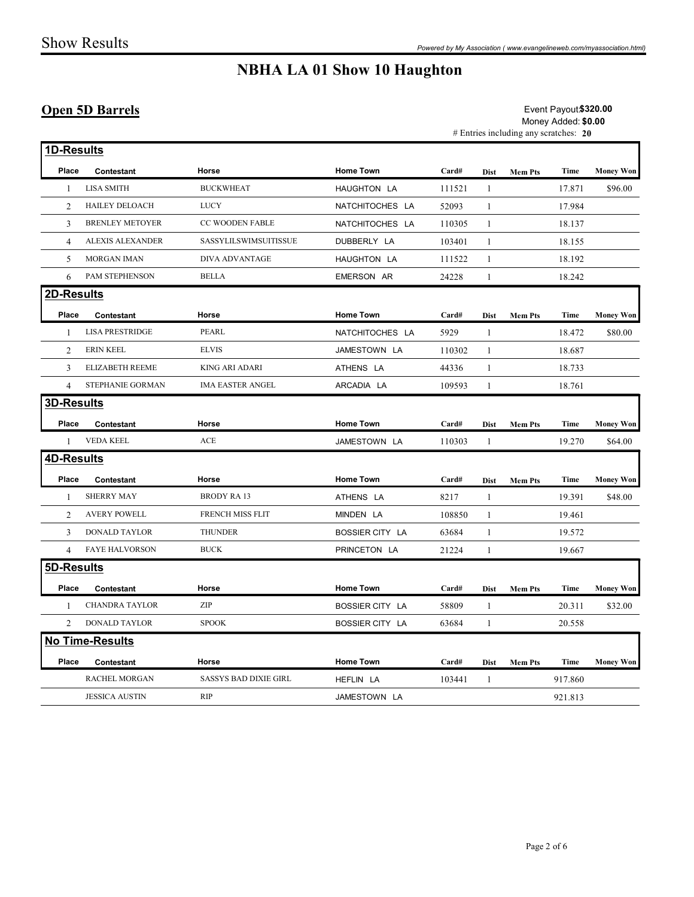# NBHA LA 01 Show 10 Haughton

## Open 5D Barrels

Event Payout: **$320.00**
Money Added: **$0.00**
# Entries including any scratches: **20**

### 1D-Results

| Place | Contestant | Horse | Home Town | Card# | Dist | Mem Pts | Time | Money Won |
|---|---|---|---|---|---|---|---|---|
| 1 | LISA SMITH | BUCKWHEAT | HAUGHTON LA | 111521 | 1 | | 17.871 | $96.00 |
| 2 | HAILEY DELOACH | LUCY | NATCHITOCHES LA | 52093 | 1 | | 17.984 | |
| 3 | BRENLEY METOYER | CC WOODEN FABLE | NATCHITOCHES LA | 110305 | 1 | | 18.137 | |
| 4 | ALEXIS ALEXANDER | SASSYLILSWIMSUITISSUE | DUBBERLY LA | 103401 | 1 | | 18.155 | |
| 5 | MORGAN IMAN | DIVA ADVANTAGE | HAUGHTON LA | 111522 | 1 | | 18.192 | |
| 6 | PAM STEPHENSON | BELLA | EMERSON AR | 24228 | 1 | | 18.242 | |

### 2D-Results

| Place | Contestant | Horse | Home Town | Card# | Dist | Mem Pts | Time | Money Won |
|---|---|---|---|---|---|---|---|---|
| 1 | LISA PRESTRIDGE | PEARL | NATCHITOCHES LA | 5929 | 1 | | 18.472 | $80.00 |
| 2 | ERIN KEEL | ELVIS | JAMESTOWN LA | 110302 | 1 | | 18.687 | |
| 3 | ELIZABETH REEME | KING ARI ADARI | ATHENS LA | 44336 | 1 | | 18.733 | |
| 4 | STEPHANIE GORMAN | IMA EASTER ANGEL | ARCADIA LA | 109593 | 1 | | 18.761 | |

### 3D-Results

| Place | Contestant | Horse | Home Town | Card# | Dist | Mem Pts | Time | Money Won |
|---|---|---|---|---|---|---|---|---|
| 1 | VEDA KEEL | ACE | JAMESTOWN LA | 110303 | 1 | | 19.270 | $64.00 |

### 4D-Results

| Place | Contestant | Horse | Home Town | Card# | Dist | Mem Pts | Time | Money Won |
|---|---|---|---|---|---|---|---|---|
| 1 | SHERRY MAY | BRODY RA 13 | ATHENS LA | 8217 | 1 | | 19.391 | $48.00 |
| 2 | AVERY POWELL | FRENCH MISS FLIT | MINDEN LA | 108850 | 1 | | 19.461 | |
| 3 | DONALD TAYLOR | THUNDER | BOSSIER CITY LA | 63684 | 1 | | 19.572 | |
| 4 | FAYE HALVORSON | BUCK | PRINCETON LA | 21224 | 1 | | 19.667 | |

### 5D-Results

| Place | Contestant | Horse | Home Town | Card# | Dist | Mem Pts | Time | Money Won |
|---|---|---|---|---|---|---|---|---|
| 1 | CHANDRA TAYLOR | ZIP | BOSSIER CITY LA | 58809 | 1 | | 20.311 | $32.00 |
| 2 | DONALD TAYLOR | SPOOK | BOSSIER CITY LA | 63684 | 1 | | 20.558 | |

### No Time-Results

| Place | Contestant | Horse | Home Town | Card# | Dist | Mem Pts | Time | Money Won |
|---|---|---|---|---|---|---|---|---|
| | RACHEL MORGAN | SASSYS BAD DIXIE GIRL | HEFLIN LA | 103441 | 1 | | 917.860 | |
| | JESSICA AUSTIN | RIP | JAMESTOWN LA | | | | 921.813 | |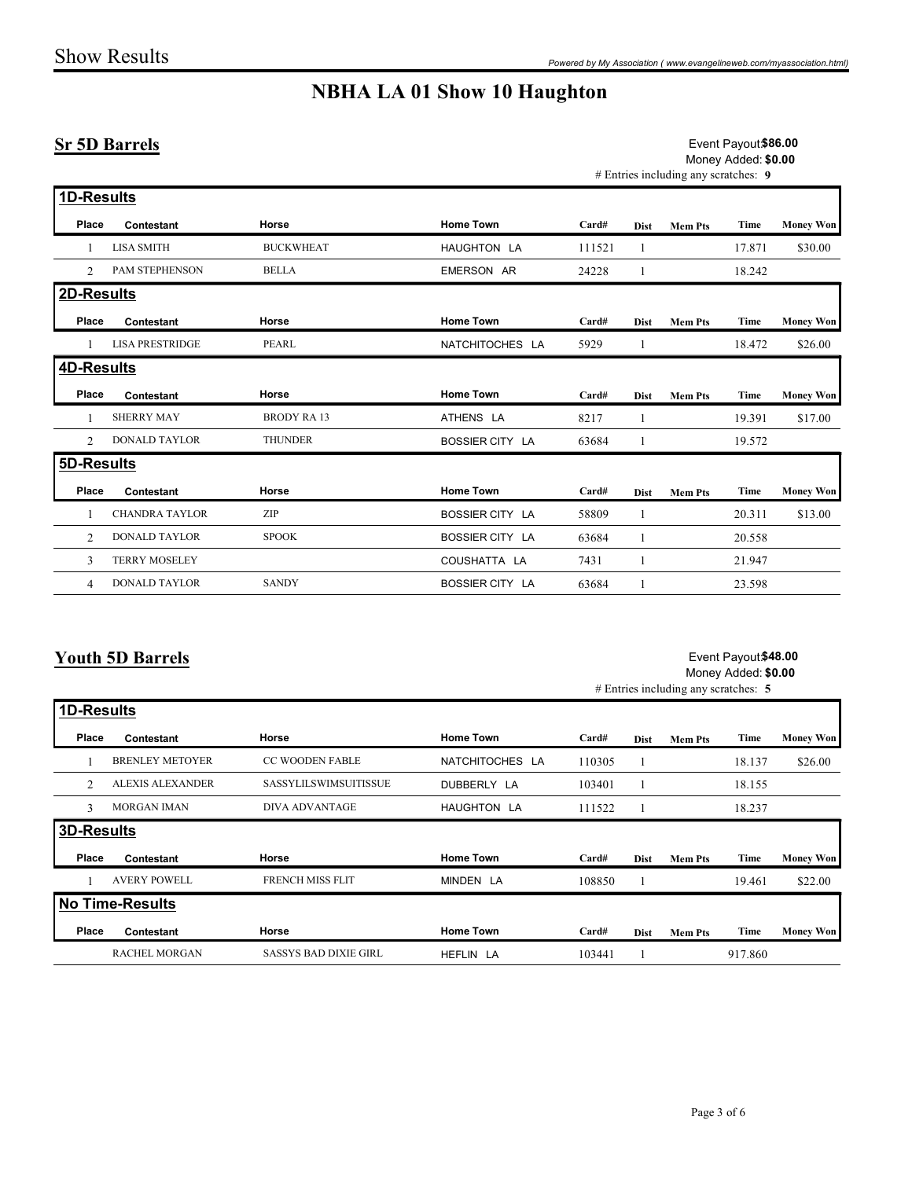Show Results

# NBHA LA 01 Show 10 Haughton

## Sr 5D Barrels

Event Payout: **$86.00**
Money Added: **$0.00**
# Entries including any scratches: **9**

### 1D-Results

| Place | Contestant | Horse | Home Town | Card# | Dist | Mem Pts | Time | Money Won |
|---|---|---|---|---|---|---|---|---|
| 1 | LISA SMITH | BUCKWHEAT | HAUGHTON LA | 111521 | 1 | | 17.871 | $30.00 |
| 2 | PAM STEPHENSON | BELLA | EMERSON AR | 24228 | 1 | | 18.242 | |

### 2D-Results

| Place | Contestant | Horse | Home Town | Card# | Dist | Mem Pts | Time | Money Won |
|---|---|---|---|---|---|---|---|---|
| 1 | LISA PRESTRIDGE | PEARL | NATCHITOCHES LA | 5929 | 1 | | 18.472 | $26.00 |

### 4D-Results

| Place | Contestant | Horse | Home Town | Card# | Dist | Mem Pts | Time | Money Won |
|---|---|---|---|---|---|---|---|---|
| 1 | SHERRY MAY | BRODY RA 13 | ATHENS LA | 8217 | 1 | | 19.391 | $17.00 |
| 2 | DONALD TAYLOR | THUNDER | BOSSIER CITY LA | 63684 | 1 | | 19.572 | |

### 5D-Results

| Place | Contestant | Horse | Home Town | Card# | Dist | Mem Pts | Time | Money Won |
|---|---|---|---|---|---|---|---|---|
| 1 | CHANDRA TAYLOR | ZIP | BOSSIER CITY LA | 58809 | 1 | | 20.311 | $13.00 |
| 2 | DONALD TAYLOR | SPOOK | BOSSIER CITY LA | 63684 | 1 | | 20.558 | |
| 3 | TERRY MOSELEY | | COUSHATTA LA | 7431 | 1 | | 21.947 | |
| 4 | DONALD TAYLOR | SANDY | BOSSIER CITY LA | 63684 | 1 | | 23.598 | |

## Youth 5D Barrels

Event Payout: **$48.00**
Money Added: **$0.00**
# Entries including any scratches: **5**

### 1D-Results

| Place | Contestant | Horse | Home Town | Card# | Dist | Mem Pts | Time | Money Won |
|---|---|---|---|---|---|---|---|---|
| 1 | BRENLEY METOYER | CC WOODEN FABLE | NATCHITOCHES LA | 110305 | 1 | | 18.137 | $26.00 |
| 2 | ALEXIS ALEXANDER | SASSYLILSWIMSUITISSUE | DUBBERLY LA | 103401 | 1 | | 18.155 | |
| 3 | MORGAN IMAN | DIVA ADVANTAGE | HAUGHTON LA | 111522 | 1 | | 18.237 | |

### 3D-Results

| Place | Contestant | Horse | Home Town | Card# | Dist | Mem Pts | Time | Money Won |
|---|---|---|---|---|---|---|---|---|
| 1 | AVERY POWELL | FRENCH MISS FLIT | MINDEN LA | 108850 | 1 | | 19.461 | $22.00 |

### No Time-Results

| Place | Contestant | Horse | Home Town | Card# | Dist | Mem Pts | Time | Money Won |
|---|---|---|---|---|---|---|---|---|
| | RACHEL MORGAN | SASSYS BAD DIXIE GIRL | HEFLIN LA | 103441 | 1 | | 917.860 | |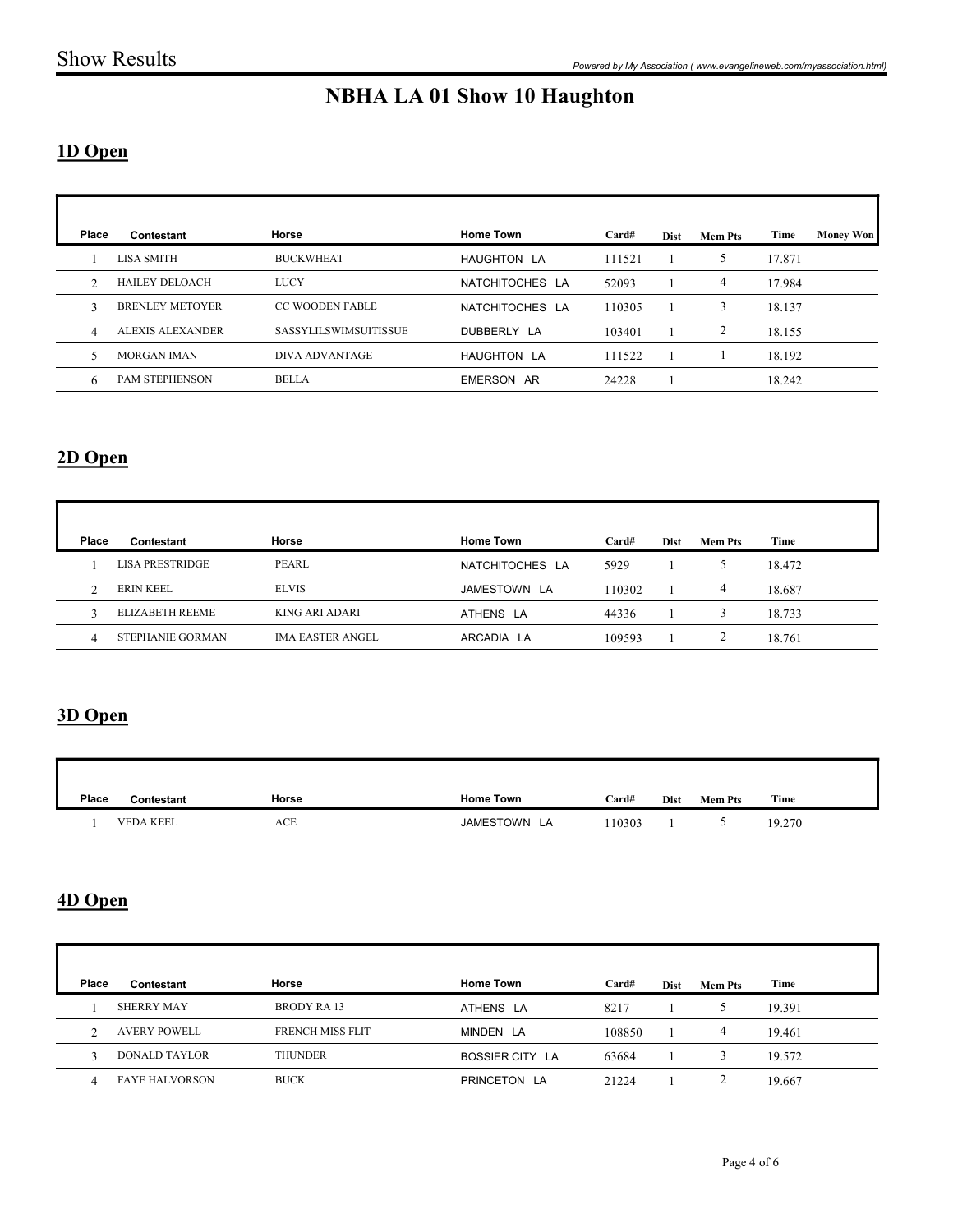# Show Results

*Powered by My Association ( www.evangelineweb.com/myassociation.html)*

## NBHA LA 01 Show 10 Haughton

### 1D Open

| Place | Contestant | Horse | Home Town | Card# | Dist | Mem Pts | Time | Money Won |
|---|---|---|---|---|---|---|---|---|
| 1 | LISA SMITH | BUCKWHEAT | HAUGHTON LA | 111521 | 1 | 5 | 17.871 | |
| 2 | HAILEY DELOACH | LUCY | NATCHITOCHES LA | 52093 | 1 | 4 | 17.984 | |
| 3 | BRENLEY METOYER | CC WOODEN FABLE | NATCHITOCHES LA | 110305 | 1 | 3 | 18.137 | |
| 4 | ALEXIS ALEXANDER | SASSYLILSWIMSUITISSUE | DUBBERLY LA | 103401 | 1 | 2 | 18.155 | |
| 5 | MORGAN IMAN | DIVA ADVANTAGE | HAUGHTON LA | 111522 | 1 | 1 | 18.192 | |
| 6 | PAM STEPHENSON | BELLA | EMERSON AR | 24228 | 1 | | 18.242 | |

### 2D Open

| Place | Contestant | Horse | Home Town | Card# | Dist | Mem Pts | Time |
|---|---|---|---|---|---|---|---|
| 1 | LISA PRESTRIDGE | PEARL | NATCHITOCHES LA | 5929 | 1 | 5 | 18.472 |
| 2 | ERIN KEEL | ELVIS | JAMESTOWN LA | 110302 | 1 | 4 | 18.687 |
| 3 | ELIZABETH REEME | KING ARI ADARI | ATHENS LA | 44336 | 1 | 3 | 18.733 |
| 4 | STEPHANIE GORMAN | IMA EASTER ANGEL | ARCADIA LA | 109593 | 1 | 2 | 18.761 |

### 3D Open

| Place | Contestant | Horse | Home Town | Card# | Dist | Mem Pts | Time |
|---|---|---|---|---|---|---|---|
| 1 | VEDA KEEL | ACE | JAMESTOWN LA | 110303 | 1 | 5 | 19.270 |

### 4D Open

| Place | Contestant | Horse | Home Town | Card# | Dist | Mem Pts | Time |
|---|---|---|---|---|---|---|---|
| 1 | SHERRY MAY | BRODY RA 13 | ATHENS LA | 8217 | 1 | 5 | 19.391 |
| 2 | AVERY POWELL | FRENCH MISS FLIT | MINDEN LA | 108850 | 1 | 4 | 19.461 |
| 3 | DONALD TAYLOR | THUNDER | BOSSIER CITY LA | 63684 | 1 | 3 | 19.572 |
| 4 | FAYE HALVORSON | BUCK | PRINCETON LA | 21224 | 1 | 2 | 19.667 |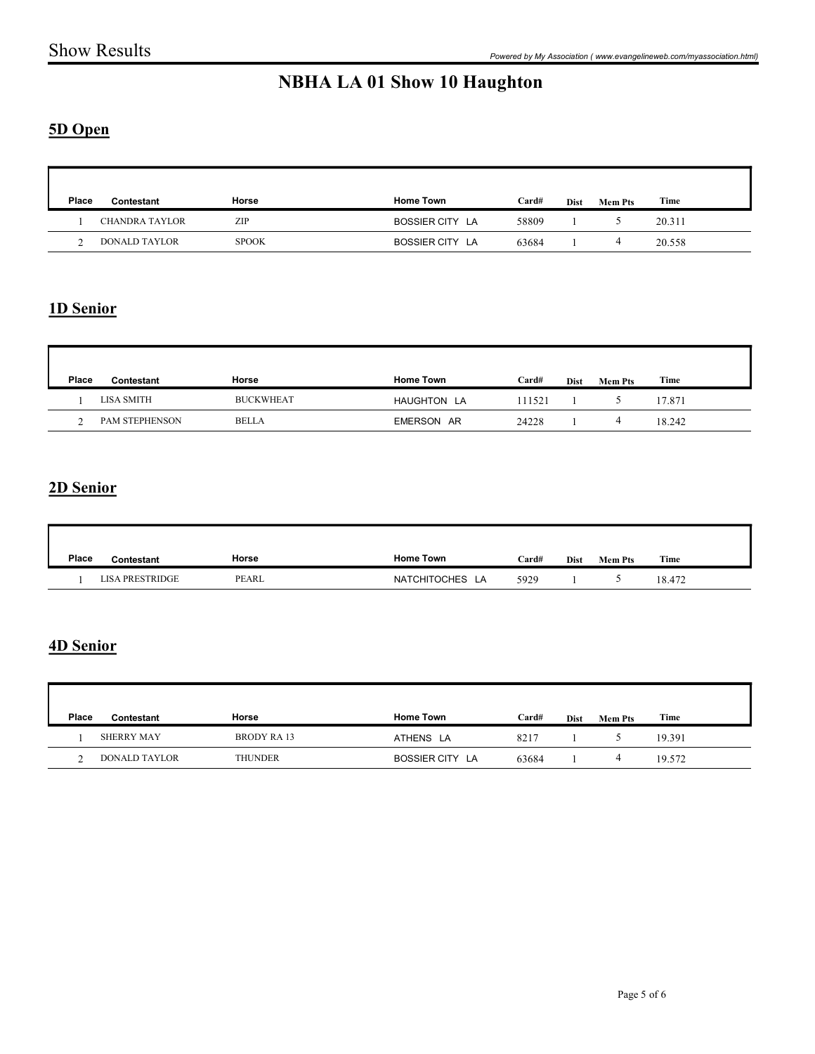# NBHA LA 01 Show 10 Haughton

## 5D Open

| Place | Contestant | Horse | Home Town | Card# | Dist | Mem Pts | Time |
|---|---|---|---|---|---|---|---|
| 1 | CHANDRA TAYLOR | ZIP | BOSSIER CITY LA | 58809 | 1 | 5 | 20.311 |
| 2 | DONALD TAYLOR | SPOOK | BOSSIER CITY LA | 63684 | 1 | 4 | 20.558 |

## 1D Senior

| Place | Contestant | Horse | Home Town | Card# | Dist | Mem Pts | Time |
|---|---|---|---|---|---|---|---|
| 1 | LISA SMITH | BUCKWHEAT | HAUGHTON LA | 111521 | 1 | 5 | 17.871 |
| 2 | PAM STEPHENSON | BELLA | EMERSON AR | 24228 | 1 | 4 | 18.242 |

## 2D Senior

| Place | Contestant | Horse | Home Town | Card# | Dist | Mem Pts | Time |
|---|---|---|---|---|---|---|---|
| 1 | LISA PRESTRIDGE | PEARL | NATCHITOCHES LA | 5929 | 1 | 5 | 18.472 |

## 4D Senior

| Place | Contestant | Horse | Home Town | Card# | Dist | Mem Pts | Time |
|---|---|---|---|---|---|---|---|
| 1 | SHERRY MAY | BRODY RA 13 | ATHENS LA | 8217 | 1 | 5 | 19.391 |
| 2 | DONALD TAYLOR | THUNDER | BOSSIER CITY LA | 63684 | 1 | 4 | 19.572 |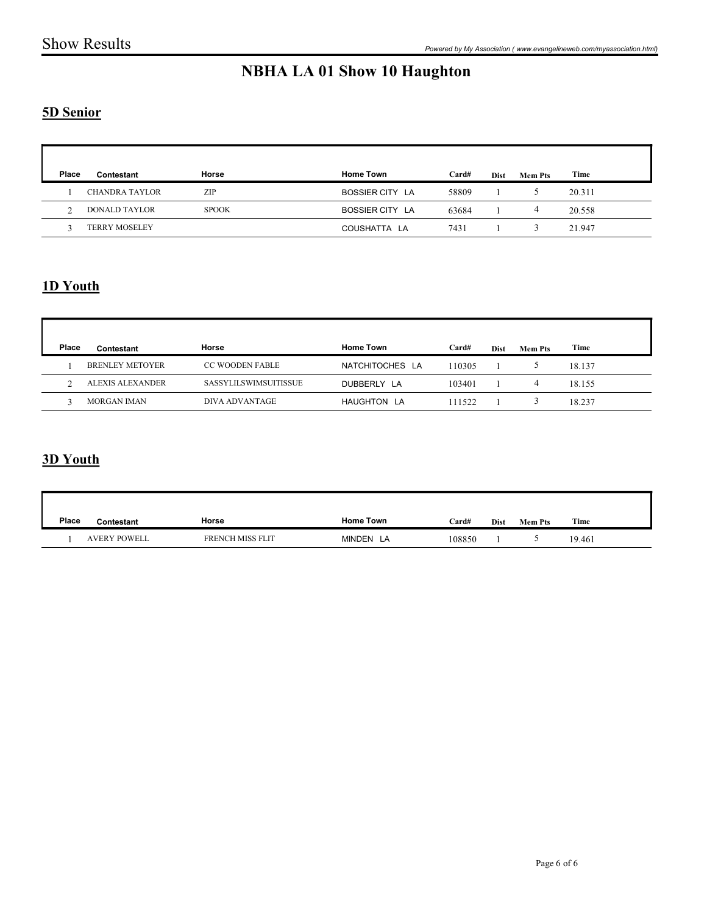# NBHA LA 01 Show 10 Haughton

## 5D Senior

| Place | Contestant | Horse | Home Town | Card# | Dist | Mem Pts | Time |
|---|---|---|---|---|---|---|---|
| 1 | CHANDRA TAYLOR | ZIP | BOSSIER CITY LA | 58809 | 1 | 5 | 20.311 |
| 2 | DONALD TAYLOR | SPOOK | BOSSIER CITY LA | 63684 | 1 | 4 | 20.558 |
| 3 | TERRY MOSELEY | | COUSHATTA LA | 7431 | 1 | 3 | 21.947 |

## 1D Youth

| Place | Contestant | Horse | Home Town | Card# | Dist | Mem Pts | Time |
|---|---|---|---|---|---|---|---|
| 1 | BRENLEY METOYER | CC WOODEN FABLE | NATCHITOCHES LA | 110305 | 1 | 5 | 18.137 |
| 2 | ALEXIS ALEXANDER | SASSYLILSWIMSUITISSUE | DUBBERLY LA | 103401 | 1 | 4 | 18.155 |
| 3 | MORGAN IMAN | DIVA ADVANTAGE | HAUGHTON LA | 111522 | 1 | 3 | 18.237 |

## 3D Youth

| Place | Contestant | Horse | Home Town | Card# | Dist | Mem Pts | Time |
|---|---|---|---|---|---|---|---|
| 1 | AVERY POWELL | FRENCH MISS FLIT | MINDEN LA | 108850 | 1 | 5 | 19.461 |